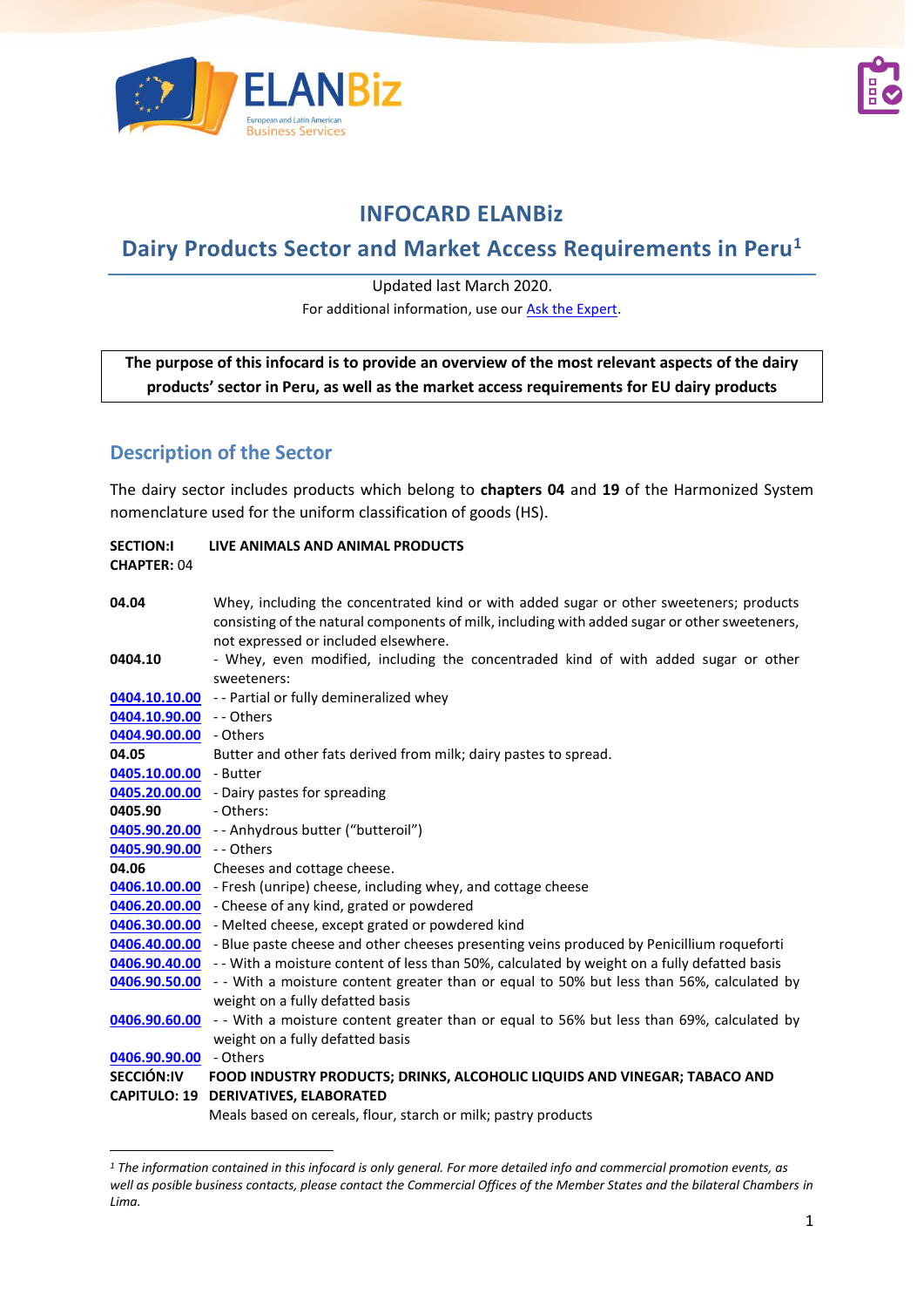# INFOCARD ELANBiz

## Dairy Products Sector and Market Access Requirements in Peru[1]

Updated last March 2020.

For additional information, use our [Ask the Expert](#).

**The purpose of this infocard is to provide an overview of the most relevant aspects of the dairy products' sector in Peru, as well as the market access requirements for EU dairy products**

## Description of the Sector

The dairy sector includes products which belong to **chapters 04** and **19** of the Harmonized System nomenclature used for the uniform classification of goods (HS).

**SECTION:I** **LIVE ANIMALS AND ANIMAL PRODUCTS**
**CHAPTER:** 04

| | |
|---|---|
| **04.04** | Whey, including the concentrated kind or with added sugar or other sweeteners; products consisting of the natural components of milk, including with added sugar or other sweeteners, not expressed or included elsewhere. |
| **0404.10** | - Whey, even modified, including the concentraded kind of with added sugar or other sweeteners: |
| [**0404.10.10.00**](#) | - - Partial or fully demineralized whey |
| [**0404.10.90.00**](#) | - - Others |
| [**0404.90.00.00**](#) | - Others |
| **04.05** | Butter and other fats derived from milk; dairy pastes to spread. |
| [**0405.10.00.00**](#) | - Butter |
| [**0405.20.00.00**](#) | - Dairy pastes for spreading |
| **0405.90** | - Others: |
| [**0405.90.20.00**](#) | - - Anhydrous butter ("butteroil") |
| [**0405.90.90.00**](#) | - - Others |
| **04.06** | Cheeses and cottage cheese. |
| [**0406.10.00.00**](#) | - Fresh (unripe) cheese, including whey, and cottage cheese |
| [**0406.20.00.00**](#) | - Cheese of any kind, grated or powdered |
| [**0406.30.00.00**](#) | - Melted cheese, except grated or powdered kind |
| [**0406.40.00.00**](#) | - Blue paste cheese and other cheeses presenting veins produced by Penicillium roqueforti |
| [**0406.90.40.00**](#) | - - With a moisture content of less than 50%, calculated by weight on a fully defatted basis |
| [**0406.90.50.00**](#) | - - With a moisture content greater than or equal to 50% but less than 56%, calculated by weight on a fully defatted basis |
| [**0406.90.60.00**](#) | - - With a moisture content greater than or equal to 56% but less than 69%, calculated by weight on a fully defatted basis |
| [**0406.90.90.00**](#) | - Others |

**SECCIÓN:IV** **FOOD INDUSTRY PRODUCTS; DRINKS, ALCOHOLIC LIQUIDS AND VINEGAR; TABACO AND DERIVATIVES, ELABORATED**
**CAPITULO: 19**

Meals based on cereals, flour, starch or milk; pastry products

---

[1] *The information contained in this infocard is only general. For more detailed info and commercial promotion events, as well as posible business contacts, please contact the Commercial Offices of the Member States and the bilateral Chambers in Lima.*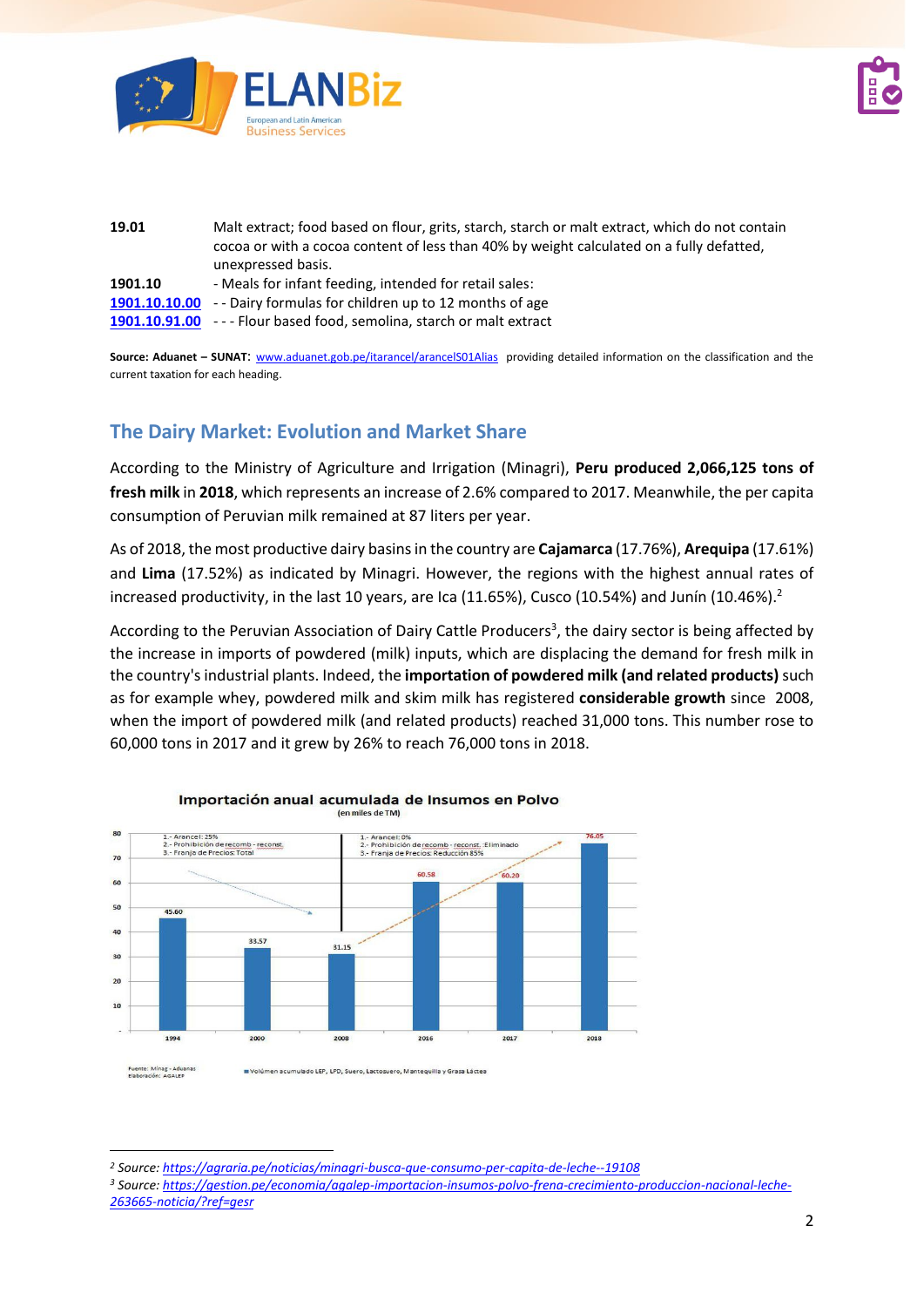| | |
|---|---|
| **19.01** | Malt extract; food based on flour, grits, starch, starch or malt extract, which do not contain cocoa or with a cocoa content of less than 40% by weight calculated on a fully defatted, unexpressed basis. |
| **1901.10** | - Meals for infant feeding, intended for retail sales: |
| **1901.10.10.00** | - - Dairy formulas for children up to 12 months of age |
| **1901.10.91.00** | - - - Flour based food, semolina, starch or malt extract |

**Source: Aduanet – SUNAT:** www.aduanet.gob.pe/itarancel/arancelS01Alias providing detailed information on the classification and the current taxation for each heading.

## The Dairy Market: Evolution and Market Share

According to the Ministry of Agriculture and Irrigation (Minagri), **Peru produced 2,066,125 tons of fresh milk** in **2018**, which represents an increase of 2.6% compared to 2017. Meanwhile, the per capita consumption of Peruvian milk remained at 87 liters per year.

As of 2018, the most productive dairy basins in the country are **Cajamarca** (17.76%), **Arequipa** (17.61%) and **Lima** (17.52%) as indicated by Minagri. However, the regions with the highest annual rates of increased productivity, in the last 10 years, are Ica (11.65%), Cusco (10.54%) and Junín (10.46%).[2]

According to the Peruvian Association of Dairy Cattle Producers[3], the dairy sector is being affected by the increase in imports of powdered (milk) inputs, which are displacing the demand for fresh milk in the country's industrial plants. Indeed, the **importation of powdered milk (and related products)** such as for example whey, powdered milk and skim milk has registered **considerable growth** since 2008, when the import of powdered milk (and related products) reached 31,000 tons. This number rose to 60,000 tons in 2017 and it grew by 26% to reach 76,000 tons in 2018.

**Importación anual acumulada de Insumos en Polvo**
(en miles de TM)

1.- Arancel: 25%
2.- Prohibición de recomb - reconst.
3.- Franja de Precios: Total

1.- Arancel: 0%
2.- Prohibición de recomb - reconst. Eliminado
3.- Franja de Precios: Reducción 85%

| Year | Volume |
|---|---|
| 1994 | 45.60 |
| 2000 | 33.57 |
| 2008 | 31.15 |
| 2016 | 60.58 |
| 2017 | 60.20 |
| 2018 | 76.05 |

Fuente: Minag - Aduanas
Elaboración: AGALEP

Volumen acumulado LEP, LPD, Suero, Lactosuero, Mantequilla y Grasa Láctea

[2] Source: https://agraria.pe/noticias/minagri-busca-que-consumo-per-capita-de-leche--19108

[3] Source: https://gestion.pe/economia/agalep-importacion-insumos-polvo-frena-crecimiento-produccion-nacional-leche-263665-noticia/?ref=gesr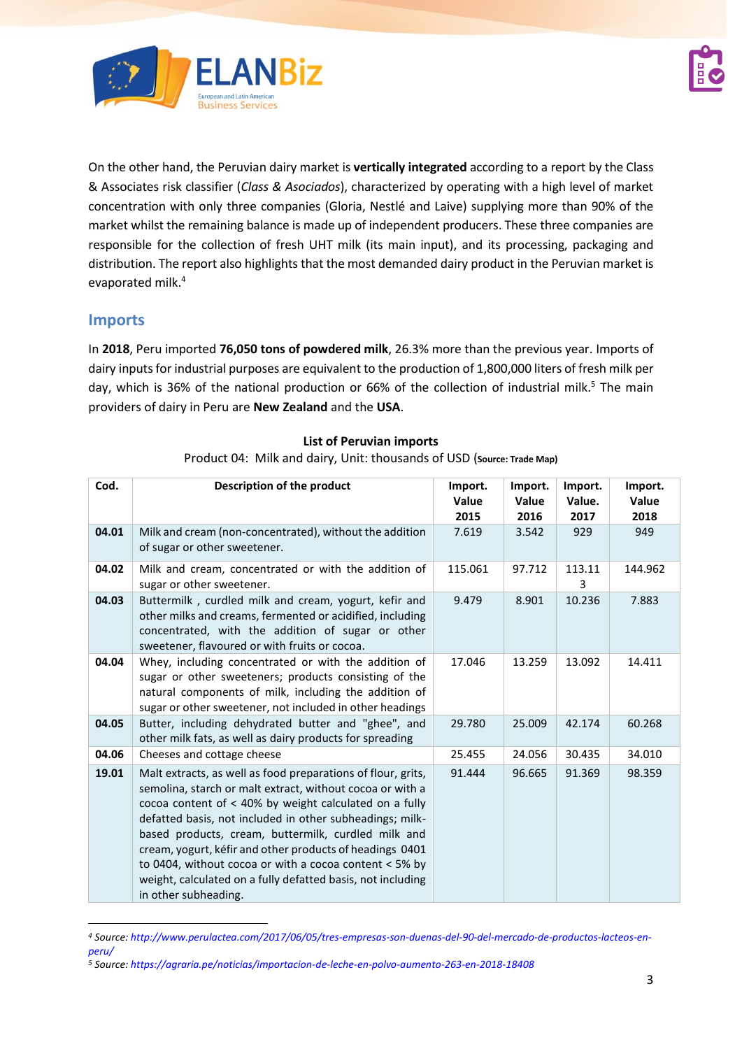On the other hand, the Peruvian dairy market is **vertically integrated** according to a report by the Class & Associates risk classifier (*Class & Asociados*), characterized by operating with a high level of market concentration with only three companies (Gloria, Nestlé and Laive) supplying more than 90% of the market whilst the remaining balance is made up of independent producers. These three companies are responsible for the collection of fresh UHT milk (its main input), and its processing, packaging and distribution. The report also highlights that the most demanded dairy product in the Peruvian market is evaporated milk.[4]

## Imports

In **2018**, Peru imported **76,050 tons of powdered milk**, 26.3% more than the previous year. Imports of dairy inputs for industrial purposes are equivalent to the production of 1,800,000 liters of fresh milk per day, which is 36% of the national production or 66% of the collection of industrial milk.[5] The main providers of dairy in Peru are **New Zealand** and the **USA**.

**List of Peruvian imports**

Product 04: Milk and dairy, Unit: thousands of USD (**Source: Trade Map**)

| Cod. | Description of the product | Import. Value 2015 | Import. Value 2016 | Import. Value. 2017 | Import. Value 2018 |
|---|---|---|---|---|---|
| **04.01** | Milk and cream (non-concentrated), without the addition of sugar or other sweetener. | 7.619 | 3.542 | 929 | 949 |
| **04.02** | Milk and cream, concentrated or with the addition of sugar or other sweetener. | 115.061 | 97.712 | 113.113 | 144.962 |
| **04.03** | Buttermilk , curdled milk and cream, yogurt, kefir and other milks and creams, fermented or acidified, including concentrated, with the addition of sugar or other sweetener, flavoured or with fruits or cocoa. | 9.479 | 8.901 | 10.236 | 7.883 |
| **04.04** | Whey, including concentrated or with the addition of sugar or other sweeteners; products consisting of the natural components of milk, including the addition of sugar or other sweetener, not included in other headings | 17.046 | 13.259 | 13.092 | 14.411 |
| **04.05** | Butter, including dehydrated butter and "ghee", and other milk fats, as well as dairy products for spreading | 29.780 | 25.009 | 42.174 | 60.268 |
| **04.06** | Cheeses and cottage cheese | 25.455 | 24.056 | 30.435 | 34.010 |
| **19.01** | Malt extracts, as well as food preparations of flour, grits, semolina, starch or malt extract, without cocoa or with a cocoa content of < 40% by weight calculated on a fully defatted basis, not included in other subheadings; milk-based products, cream, buttermilk, curdled milk and cream, yogurt, kéfir and other products of headings 0401 to 0404, without cocoa or with a cocoa content < 5% by weight, calculated on a fully defatted basis, not including in other subheading. | 91.444 | 96.665 | 91.369 | 98.359 |

[4] *Source: http://www.perulactea.com/2017/06/05/tres-empresas-son-duenas-del-90-del-mercado-de-productos-lacteos-en-peru/*

[5] *Source: https://agraria.pe/noticias/importacion-de-leche-en-polvo-aumento-263-en-2018-18408*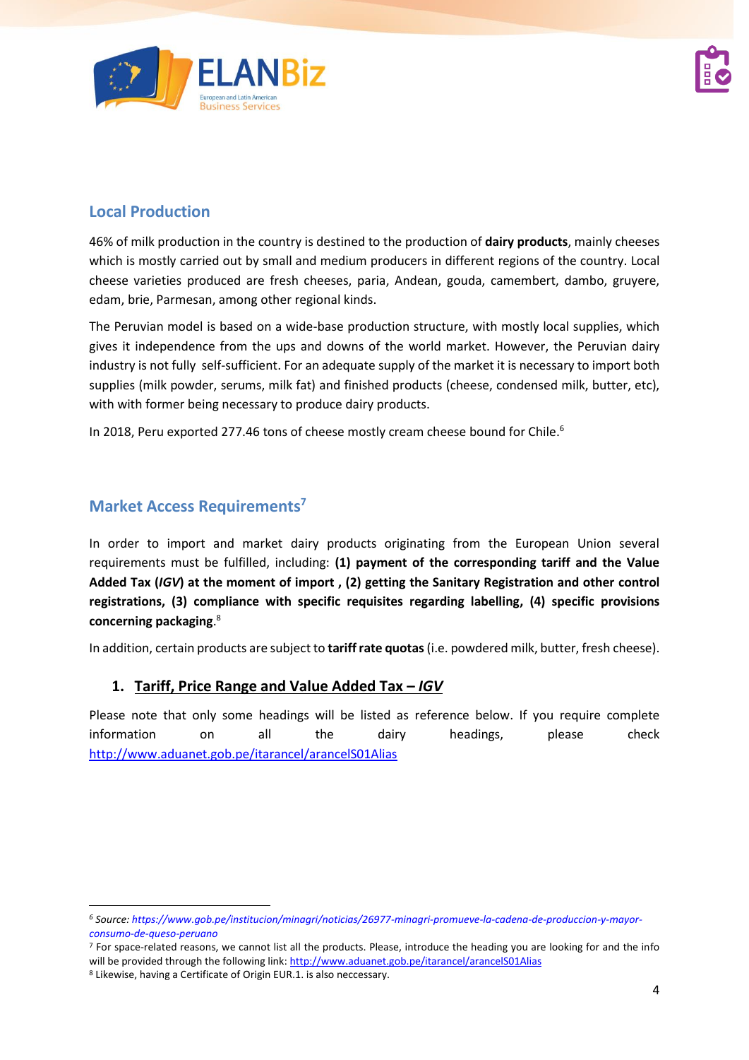## Local Production

46% of milk production in the country is destined to the production of **dairy products**, mainly cheeses which is mostly carried out by small and medium producers in different regions of the country. Local cheese varieties produced are fresh cheeses, paria, Andean, gouda, camembert, dambo, gruyere, edam, brie, Parmesan, among other regional kinds.

The Peruvian model is based on a wide-base production structure, with mostly local supplies, which gives it independence from the ups and downs of the world market. However, the Peruvian dairy industry is not fully self-sufficient. For an adequate supply of the market it is necessary to import both supplies (milk powder, serums, milk fat) and finished products (cheese, condensed milk, butter, etc), with with former being necessary to produce dairy products.

In 2018, Peru exported 277.46 tons of cheese mostly cream cheese bound for Chile.[6]

## Market Access Requirements[7]

In order to import and market dairy products originating from the European Union several requirements must be fulfilled, including: **(1) payment of the corresponding tariff and the Value Added Tax (*IGV*) at the moment of import , (2) getting the Sanitary Registration and other control registrations, (3) compliance with specific requisites regarding labelling, (4) specific provisions concerning packaging**.[8]

In addition, certain products are subject to **tariff rate quotas** (i.e. powdered milk, butter, fresh cheese).

### 1. Tariff, Price Range and Value Added Tax – *IGV*

Please note that only some headings will be listed as reference below. If you require complete information on all the dairy headings, please check http://www.aduanet.gob.pe/itarancel/arancelS01Alias

---

[6] *Source: https://www.gob.pe/institucion/minagri/noticias/26977-minagri-promueve-la-cadena-de-produccion-y-mayor-consumo-de-queso-peruano*

[7] For space-related reasons, we cannot list all the products. Please, introduce the heading you are looking for and the info will be provided through the following link: http://www.aduanet.gob.pe/itarancel/arancelS01Alias

[8] Likewise, having a Certificate of Origin EUR.1. is also neccessary.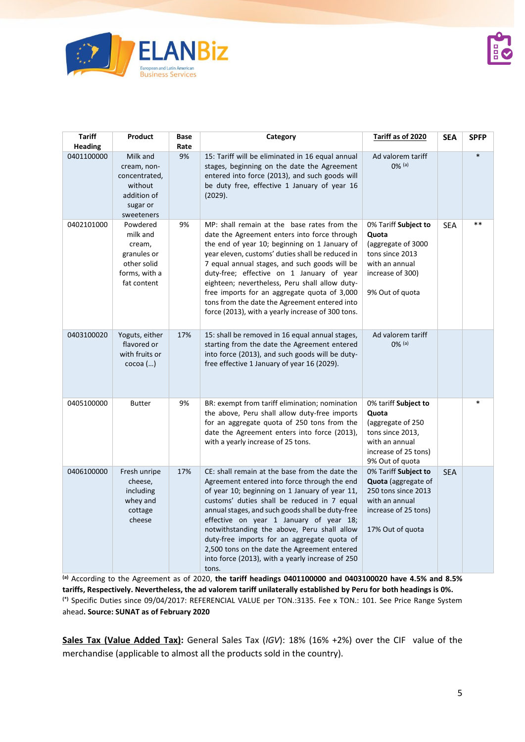| Tariff Heading | Product | Base Rate | Category | Tariff as of 2020 | SEA | SPFP |
|---|---|---|---|---|---|---|
| 0401100000 | Milk and cream, non-concentrated, without addition of sugar or sweeteners | 9% | 15: Tariff will be eliminated in 16 equal annual stages, beginning on the date the Agreement entered into force (2013), and such goods will be duty free, effective 1 January of year 16 (2029). | Ad valorem tariff 0% [(a)] | | * |
| 0402101000 | Powdered milk and cream, granules or other solid forms, with a fat content | 9% | MP: shall remain at the base rates from the date the Agreement enters into force through the end of year 10; beginning on 1 January of year eleven, customs' duties shall be reduced in 7 equal annual stages, and such goods will be duty-free; effective on 1 January of year eighteen; nevertheless, Peru shall allow duty-free imports for an aggregate quota of 3,000 tons from the date the Agreement entered into force (2013), with a yearly increase of 300 tons. | 0% Tariff **Subject to Quota** (aggregate of 3000 tons since 2013 with an annual increase of 300) 9% Out of quota | SEA | ** |
| 0403100020 | Yoguts, either flavored or with fruits or cocoa (...) | 17% | 15: shall be removed in 16 equal annual stages, starting from the date the Agreement entered into force (2013), and such goods will be duty-free effective 1 January of year 16 (2029). | Ad valorem tariff 0% [(a)] | | |
| 0405100000 | Butter | 9% | BR: exempt from tariff elimination; nomination the above, Peru shall allow duty-free imports for an aggregate quota of 250 tons from the date the Agreement enters into force (2013), with a yearly increase of 25 tons. | 0% tariff **Subject to Quota** (aggregate of 250 tons since 2013, with an annual increase of 25 tons) 9% Out of quota | | * |
| 0406100000 | Fresh unripe cheese, including whey and cottage cheese | 17% | CE: shall remain at the base from the date the Agreement entered into force through the end of year 10; beginning on 1 January of year 11, customs' duties shall be reduced in 7 equal annual stages, and such goods shall be duty-free effective on year 1 January of year 18; notwithstanding the above, Peru shall allow duty-free imports for an aggregate quota of 2,500 tons on the date the Agreement entered into force (2013), with a yearly increase of 250 tons. | 0% Tariff **Subject to Quota** (aggregate of 250 tons since 2013 with an annual increase of 25 tons) 17% Out of quota | SEA | |

[(a)] According to the Agreement as of 2020, **the tariff headings 0401100000 and 0403100020 have 4.5% and 8.5% tariffs, Respectively. Nevertheless, the ad valorem tariff unilaterally established by Peru for both headings is 0%.**
[(*)] Specific Duties since 09/04/2017: REFERENCIAL VALUE per TON.:3135. Fee x TON.: 101. See Price Range System ahead**. Source: SUNAT as of February 2020**

**Sales Tax (Value Added Tax):** General Sales Tax (*IGV*): 18% (16% +2%) over the CIF value of the merchandise (applicable to almost all the products sold in the country).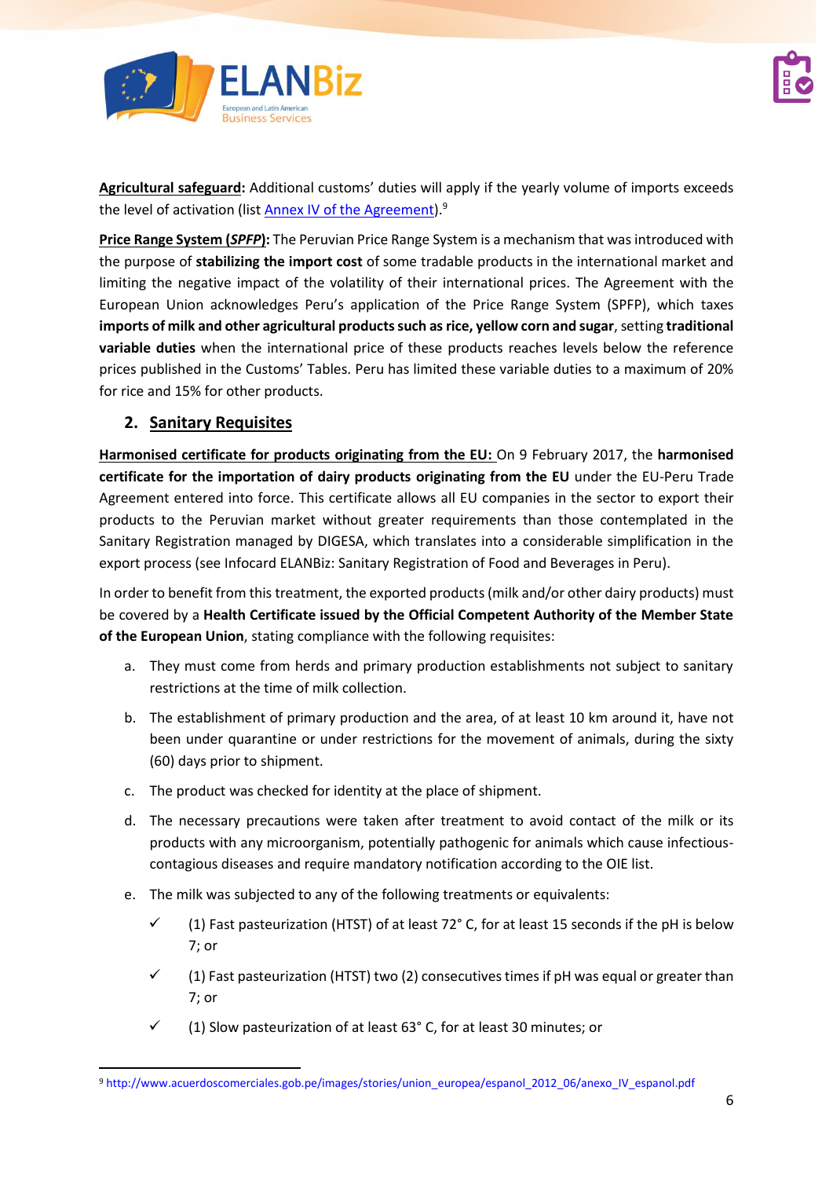**Agricultural safeguard:** Additional customs' duties will apply if the yearly volume of imports exceeds the level of activation (list [Annex IV of the Agreement](http://www.acuerdoscomerciales.gob.pe/images/stories/union_europea/espanol_2012_06/anexo_IV_espanol.pdf)).[9]

**Price Range System (*SPFP*):** The Peruvian Price Range System is a mechanism that was introduced with the purpose of **stabilizing the import cost** of some tradable products in the international market and limiting the negative impact of the volatility of their international prices. The Agreement with the European Union acknowledges Peru's application of the Price Range System (SPFP), which taxes **imports of milk and other agricultural products such as rice, yellow corn and sugar**, setting **traditional variable duties** when the international price of these products reaches levels below the reference prices published in the Customs' Tables. Peru has limited these variable duties to a maximum of 20% for rice and 15% for other products.

## 2. Sanitary Requisites

**Harmonised certificate for products originating from the EU:** On 9 February 2017, the **harmonised certificate for the importation of dairy products originating from the EU** under the EU-Peru Trade Agreement entered into force. This certificate allows all EU companies in the sector to export their products to the Peruvian market without greater requirements than those contemplated in the Sanitary Registration managed by DIGESA, which translates into a considerable simplification in the export process (see Infocard ELANBiz: Sanitary Registration of Food and Beverages in Peru).

In order to benefit from this treatment, the exported products (milk and/or other dairy products) must be covered by a **Health Certificate issued by the Official Competent Authority of the Member State of the European Union**, stating compliance with the following requisites:

a. They must come from herds and primary production establishments not subject to sanitary restrictions at the time of milk collection.

b. The establishment of primary production and the area, of at least 10 km around it, have not been under quarantine or under restrictions for the movement of animals, during the sixty (60) days prior to shipment.

c. The product was checked for identity at the place of shipment.

d. The necessary precautions were taken after treatment to avoid contact of the milk or its products with any microorganism, potentially pathogenic for animals which cause infectious-contagious diseases and require mandatory notification according to the OIE list.

e. The milk was subjected to any of the following treatments or equivalents:

- ✓ (1) Fast pasteurization (HTST) of at least 72° C, for at least 15 seconds if the pH is below 7; or
- ✓ (1) Fast pasteurization (HTST) two (2) consecutives times if pH was equal or greater than 7; or
- ✓ (1) Slow pasteurization of at least 63° C, for at least 30 minutes; or

[9] http://www.acuerdoscomerciales.gob.pe/images/stories/union_europea/espanol_2012_06/anexo_IV_espanol.pdf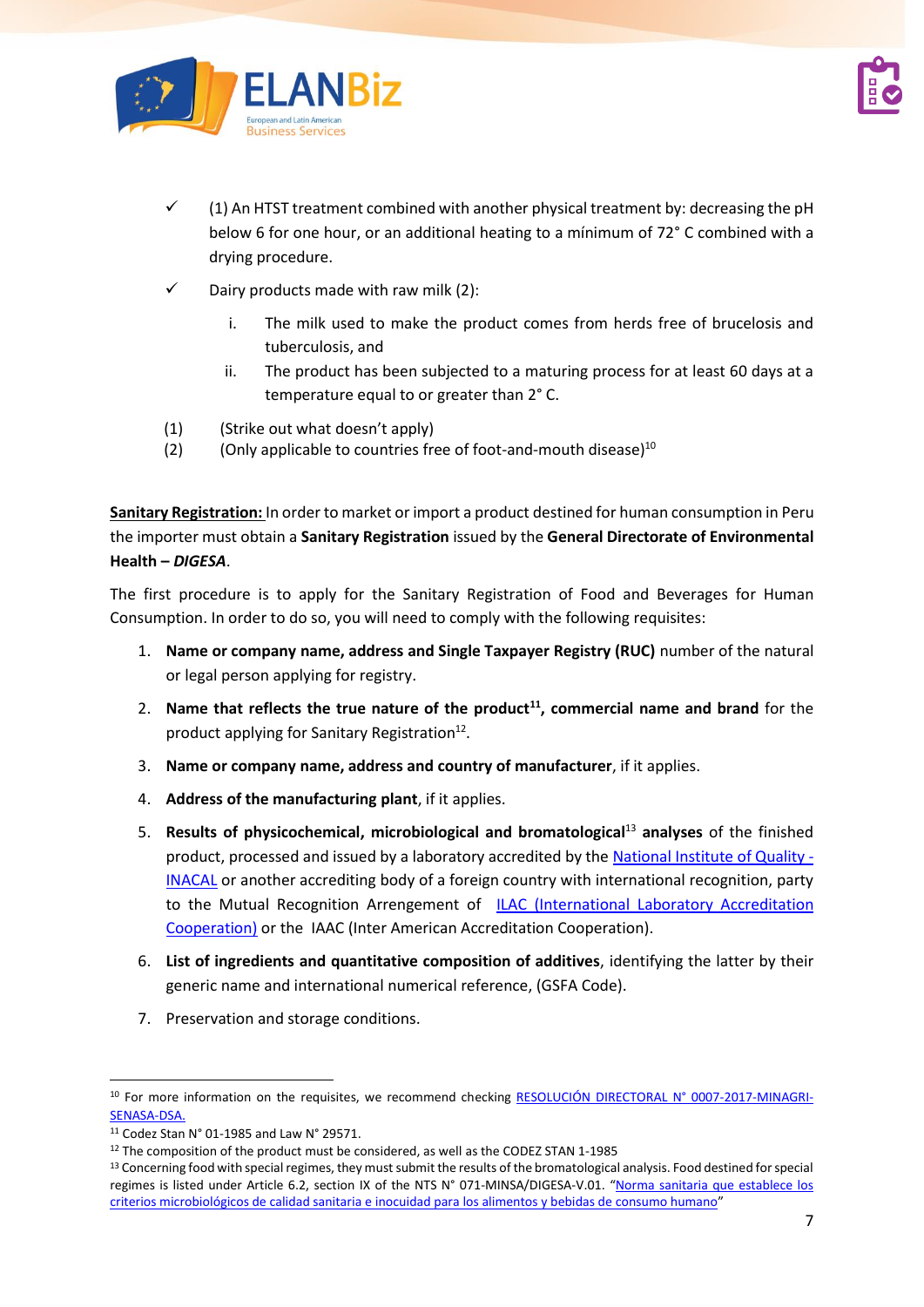- ✓ (1) An HTST treatment combined with another physical treatment by: decreasing the pH below 6 for one hour, or an additional heating to a mínimum of 72° C combined with a drying procedure.
- ✓ Dairy products made with raw milk (2):
  - i. The milk used to make the product comes from herds free of brucelosis and tuberculosis, and
  - ii. The product has been subjected to a maturing process for at least 60 days at a temperature equal to or greater than 2° C.

(1) (Strike out what doesn't apply)
(2) (Only applicable to countries free of foot-and-mouth disease)[10]

__Sanitary Registration:__ In order to market or import a product destined for human consumption in Peru the importer must obtain a **Sanitary Registration** issued by the **General Directorate of Environmental Health –** ***DIGESA***.

The first procedure is to apply for the Sanitary Registration of Food and Beverages for Human Consumption. In order to do so, you will need to comply with the following requisites:

1. **Name or company name, address and Single Taxpayer Registry (RUC)** number of the natural or legal person applying for registry.
2. **Name that reflects the true nature of the product**[11]**, commercial name and brand** for the product applying for Sanitary Registration[12].
3. **Name or company name, address and country of manufacturer**, if it applies.
4. **Address of the manufacturing plant**, if it applies.
5. **Results of physicochemical, microbiological and bromatological**[13] **analyses** of the finished product, processed and issued by a laboratory accredited by the National Institute of Quality - INACAL or another accrediting body of a foreign country with international recognition, party to the Mutual Recognition Arrengement of ILAC (International Laboratory Accreditation Cooperation) or the IAAC (Inter American Accreditation Cooperation).
6. **List of ingredients and quantitative composition of additives**, identifying the latter by their generic name and international numerical reference, (GSFA Code).
7. Preservation and storage conditions.

---

[10] For more information on the requisites, we recommend checking RESOLUCIÓN DIRECTORAL N° 0007-2017-MINAGRI-SENASA-DSA.

[11] Codez Stan N° 01-1985 and Law N° 29571.

[12] The composition of the product must be considered, as well as the CODEZ STAN 1-1985

[13] Concerning food with special regimes, they must submit the results of the bromatological analysis. Food destined for special regimes is listed under Article 6.2, section IX of the NTS N° 071-MINSA/DIGESA-V.01. "Norma sanitaria que establece los criterios microbiológicos de calidad sanitaria e inocuidad para los alimentos y bebidas de consumo humano"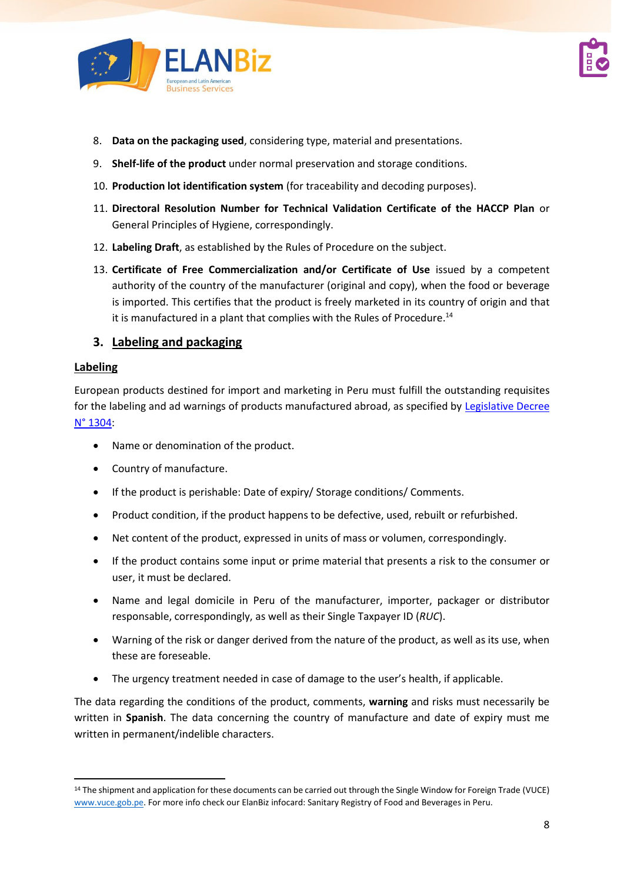8. **Data on the packaging used**, considering type, material and presentations.
9. **Shelf-life of the product** under normal preservation and storage conditions.
10. **Production lot identification system** (for traceability and decoding purposes).
11. **Directoral Resolution Number for Technical Validation Certificate of the HACCP Plan** or General Principles of Hygiene, correspondingly.
12. **Labeling Draft**, as established by the Rules of Procedure on the subject.
13. **Certificate of Free Commercialization and/or Certificate of Use** issued by a competent authority of the country of the manufacturer (original and copy), when the food or beverage is imported. This certifies that the product is freely marketed in its country of origin and that it is manufactured in a plant that complies with the Rules of Procedure.[14]

## 3. Labeling and packaging

### Labeling

European products destined for import and marketing in Peru must fulfill the outstanding requisites for the labeling and ad warnings of products manufactured abroad, as specified by Legislative Decree N° 1304:

- Name or denomination of the product.
- Country of manufacture.
- If the product is perishable: Date of expiry/ Storage conditions/ Comments.
- Product condition, if the product happens to be defective, used, rebuilt or refurbished.
- Net content of the product, expressed in units of mass or volumen, correspondingly.
- If the product contains some input or prime material that presents a risk to the consumer or user, it must be declared.
- Name and legal domicile in Peru of the manufacturer, importer, packager or distributor responsable, correspondingly, as well as their Single Taxpayer ID (*RUC*).
- Warning of the risk or danger derived from the nature of the product, as well as its use, when these are foreseeable.
- The urgency treatment needed in case of damage to the user's health, if applicable.

The data regarding the conditions of the product, comments, **warning** and risks must necessarily be written in **Spanish**. The data concerning the country of manufacture and date of expiry must me written in permanent/indelible characters.

---

[14] The shipment and application for these documents can be carried out through the Single Window for Foreign Trade (VUCE) www.vuce.gob.pe. For more info check our ElanBiz infocard: Sanitary Registry of Food and Beverages in Peru.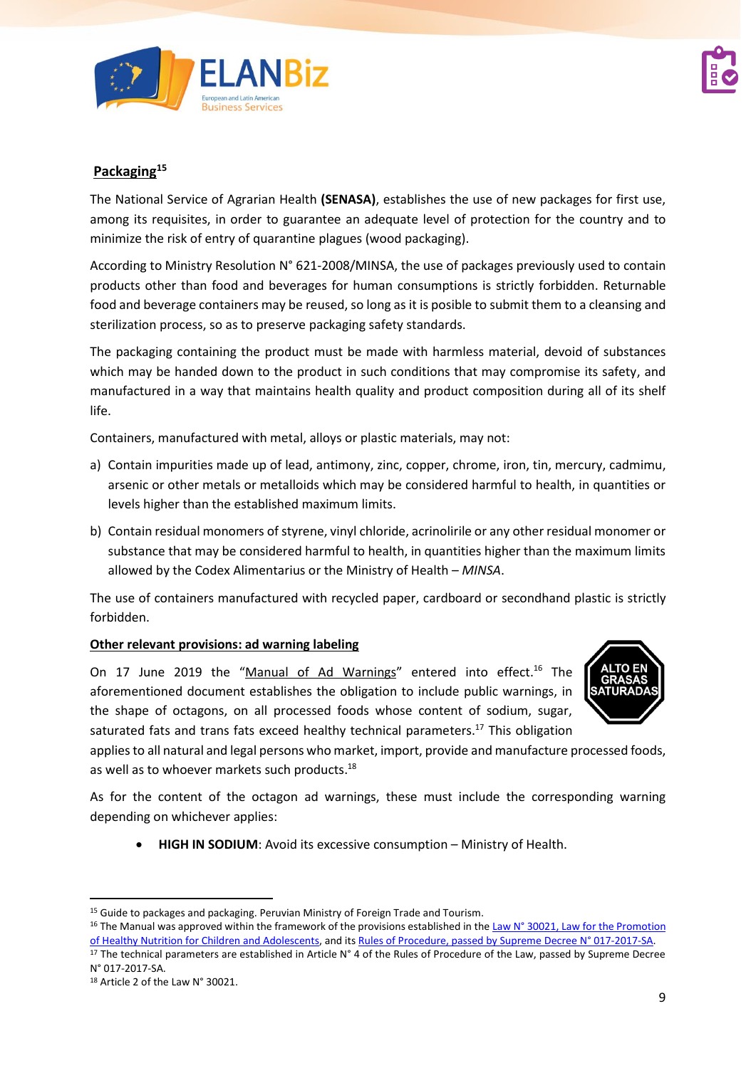## Packaging[15]

The National Service of Agrarian Health **(SENASA)**, establishes the use of new packages for first use, among its requisites, in order to guarantee an adequate level of protection for the country and to minimize the risk of entry of quarantine plagues (wood packaging).

According to Ministry Resolution N° 621-2008/MINSA, the use of packages previously used to contain products other than food and beverages for human consumptions is strictly forbidden. Returnable food and beverage containers may be reused, so long as it is posible to submit them to a cleansing and sterilization process, so as to preserve packaging safety standards.

The packaging containing the product must be made with harmless material, devoid of substances which may be handed down to the product in such conditions that may compromise its safety, and manufactured in a way that maintains health quality and product composition during all of its shelf life.

Containers, manufactured with metal, alloys or plastic materials, may not:

a) Contain impurities made up of lead, antimony, zinc, copper, chrome, iron, tin, mercury, cadmimu, arsenic or other metals or metalloids which may be considered harmful to health, in quantities or levels higher than the established maximum limits.

b) Contain residual monomers of styrene, vinyl chloride, acrinolirile or any other residual monomer or substance that may be considered harmful to health, in quantities higher than the maximum limits allowed by the Codex Alimentarius or the Ministry of Health – *MINSA*.

The use of containers manufactured with recycled paper, cardboard or secondhand plastic is strictly forbidden.

### Other relevant provisions: ad warning labeling

ALTO EN GRASAS SATURADAS

On 17 June 2019 the "Manual of Ad Warnings" entered into effect.[16] The aforementioned document establishes the obligation to include public warnings, in the shape of octagons, on all processed foods whose content of sodium, sugar, saturated fats and trans fats exceed healthy technical parameters.[17] This obligation applies to all natural and legal persons who market, import, provide and manufacture processed foods, as well as to whoever markets such products.[18]

As for the content of the octagon ad warnings, these must include the corresponding warning depending on whichever applies:

- **HIGH IN SODIUM**: Avoid its excessive consumption – Ministry of Health.

---

[15] Guide to packages and packaging. Peruvian Ministry of Foreign Trade and Tourism.

[16] The Manual was approved within the framework of the provisions established in the Law N° 30021, Law for the Promotion of Healthy Nutrition for Children and Adolescents, and its Rules of Procedure, passed by Supreme Decree N° 017-2017-SA.

[17] The technical parameters are established in Article N° 4 of the Rules of Procedure of the Law, passed by Supreme Decree N° 017-2017-SA.

[18] Article 2 of the Law N° 30021.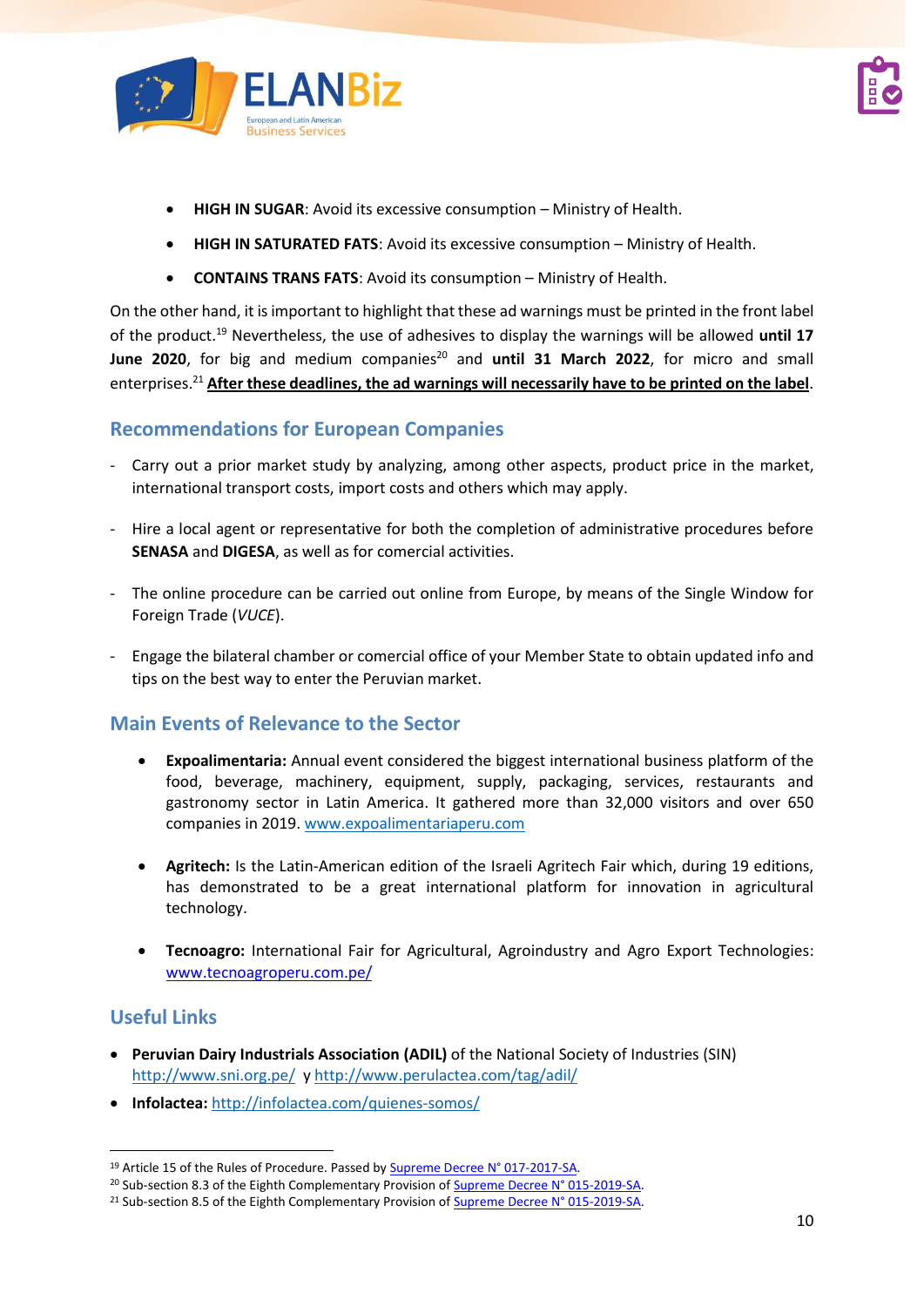- **HIGH IN SUGAR**: Avoid its excessive consumption – Ministry of Health.
- **HIGH IN SATURATED FATS**: Avoid its excessive consumption – Ministry of Health.
- **CONTAINS TRANS FATS**: Avoid its consumption – Ministry of Health.

On the other hand, it is important to highlight that these ad warnings must be printed in the front label of the product.[19] Nevertheless, the use of adhesives to display the warnings will be allowed **until 17 June 2020**, for big and medium companies[20] and **until 31 March 2022**, for micro and small enterprises.[21] **After these deadlines, the ad warnings will necessarily have to be printed on the label**.

## Recommendations for European Companies

- Carry out a prior market study by analyzing, among other aspects, product price in the market, international transport costs, import costs and others which may apply.
- Hire a local agent or representative for both the completion of administrative procedures before **SENASA** and **DIGESA**, as well as for comercial activities.
- The online procedure can be carried out online from Europe, by means of the Single Window for Foreign Trade (*VUCE*).
- Engage the bilateral chamber or comercial office of your Member State to obtain updated info and tips on the best way to enter the Peruvian market.

## Main Events of Relevance to the Sector

- **Expoalimentaria:** Annual event considered the biggest international business platform of the food, beverage, machinery, equipment, supply, packaging, services, restaurants and gastronomy sector in Latin America. It gathered more than 32,000 visitors and over 650 companies in 2019. www.expoalimentariaperu.com
- **Agritech:** Is the Latin-American edition of the Israeli Agritech Fair which, during 19 editions, has demonstrated to be a great international platform for innovation in agricultural technology.
- **Tecnoagro:** International Fair for Agricultural, Agroindustry and Agro Export Technologies: www.tecnoagroperu.com.pe/

## Useful Links

- **Peruvian Dairy Industrials Association (ADIL)** of the National Society of Industries (SIN) http://www.sni.org.pe/ y http://www.perulactea.com/tag/adil/
- **Infolactea:** http://infolactea.com/quienes-somos/

[19] Article 15 of the Rules of Procedure. Passed by Supreme Decree N° 017-2017-SA.
[20] Sub-section 8.3 of the Eighth Complementary Provision of Supreme Decree N° 015-2019-SA.
[21] Sub-section 8.5 of the Eighth Complementary Provision of Supreme Decree N° 015-2019-SA.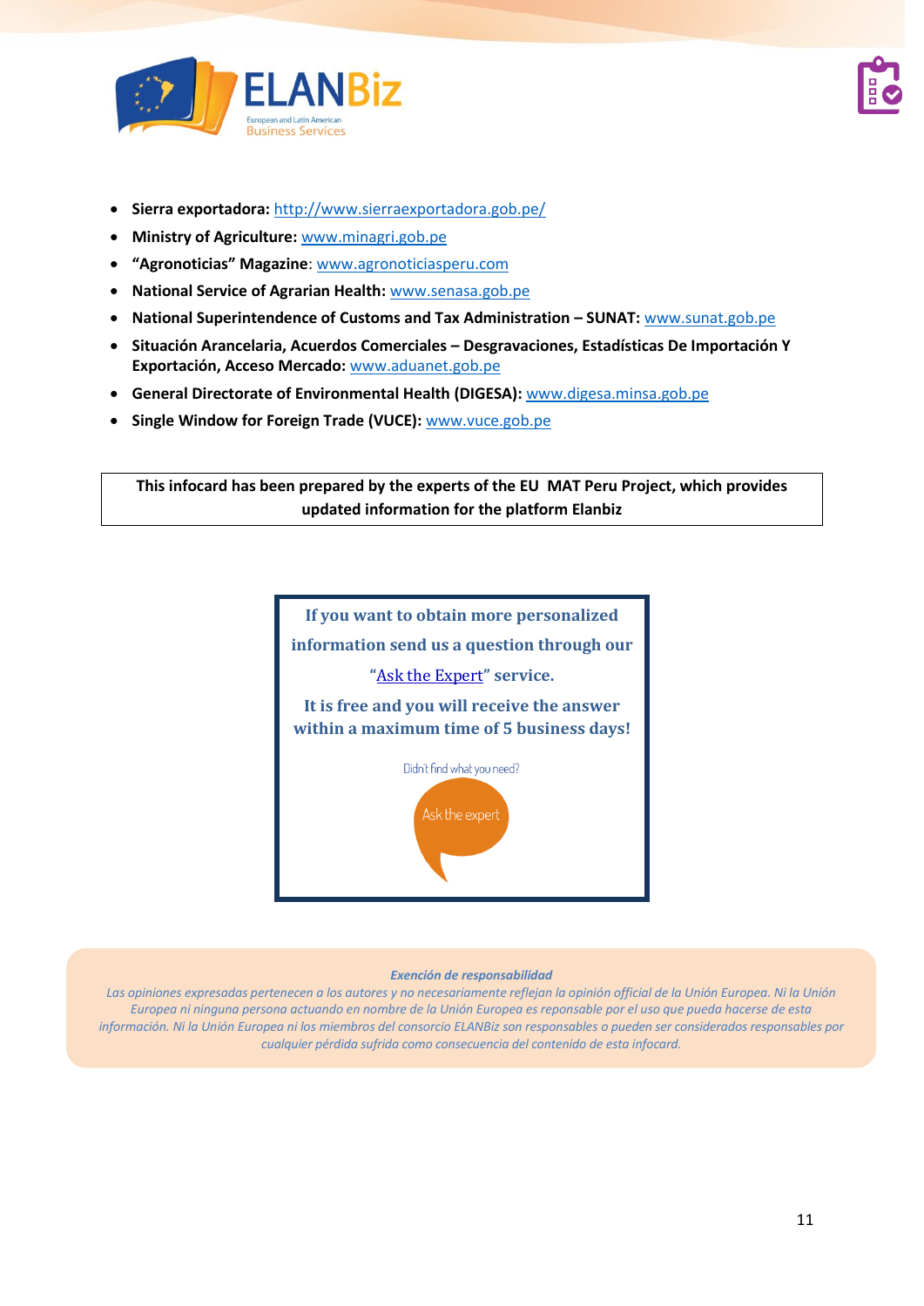- **Sierra exportadora:** http://www.sierraexportadora.gob.pe/
- **Ministry of Agriculture:** www.minagri.gob.pe
- **"Agronoticias" Magazine**: www.agronoticiasperu.com
- **National Service of Agrarian Health:** www.senasa.gob.pe
- **National Superintendence of Customs and Tax Administration – SUNAT:** www.sunat.gob.pe
- **Situación Arancelaria, Acuerdos Comerciales – Desgravaciones, Estadísticas De Importación Y Exportación, Acceso Mercado:** www.aduanet.gob.pe
- **General Directorate of Environmental Health (DIGESA):** www.digesa.minsa.gob.pe
- **Single Window for Foreign Trade (VUCE):** www.vuce.gob.pe

**This infocard has been prepared by the experts of the EU MAT Peru Project, which provides updated information for the platform Elanbiz**

**If you want to obtain more personalized information send us a question through our "Ask the Expert" service.**

**It is free and you will receive the answer within a maximum time of 5 business days!**

Didn't find what you need?

Ask the expert

***Exención de responsabilidad***

*Las opiniones expresadas pertenecen a los autores y no necesariamente reflejan la opinión official de la Unión Europea. Ni la Unión Europea ni ninguna persona actuando en nombre de la Unión Europea es reponsable por el uso que pueda hacerse de esta información. Ni la Unión Europea ni los miembros del consorcio ELANBiz son responsables o pueden ser considerados responsables por cualquier pérdida sufrida como consecuencia del contenido de esta infocard.*